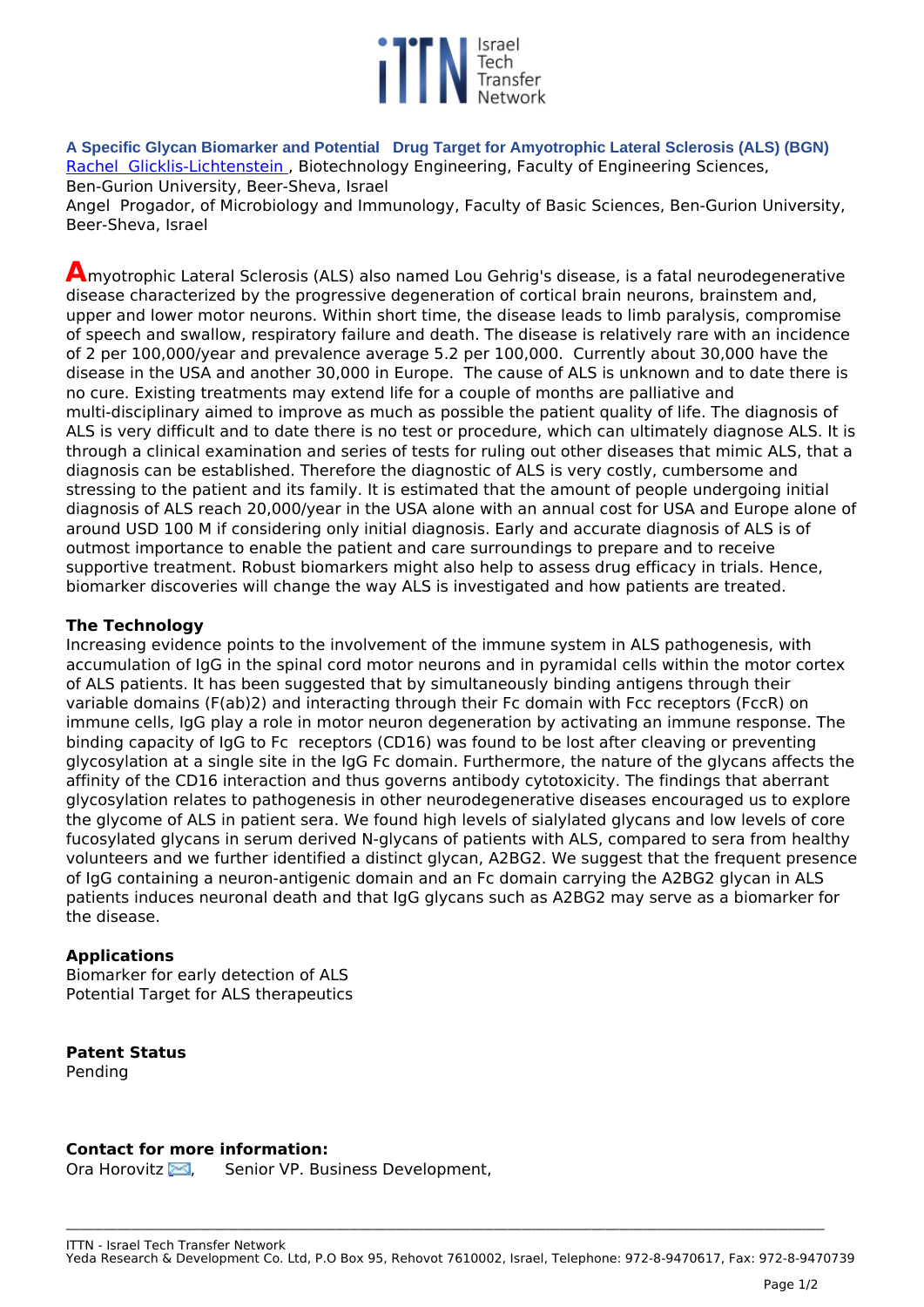# A Specific Glycan Biomarker and Potential Drug Target for Amyotrophic Lateral Sclerosis (ALS) (BGN)

Rachel Glicklis-Lichtenstein , Biotechnology Engineering, Faculty of Engineering Sciences, Ben-Gurion University, Beer-Sheva, Israel

Angel Progador, of Microbiology and Immunology, Faculty of Basic Sciences, Ben-Gurion University, Beer-Sheva, Israel

Amyotrophic Lateral Sclerosis (ALS) also named Lou Gehrig's disease, is a fatal neurodegenerative disease characterized by the progressive degeneration of cortical brain neurons, brainstem and, upper and lower motor neurons. Within short time, the disease leads to limb paralysis, compromise of speech and swallow, respiratory failure and death. The disease is relatively rare with an incidence of 2 per 100,000/year and prevalence average 5.2 per 100,000. Currently about 30,000 have the disease in the USA and another 30,000 in Europe. The cause of ALS is unknown and to date there is no cure. Existing treatments may extend life for a couple of months are palliative and multi-disciplinary aimed to improve as much as possible the patient quality of life. The diagnosis of ALS is very difficult and to date there is no test or procedure, which can ultimately diagnose ALS. It is through a clinical examination and series of tests for ruling out other diseases that mimic ALS, that a diagnosis can be established. Therefore the diagnostic of ALS is very costly, cumbersome and stressing to the patient and its family. It is estimated that the amount of people undergoing initial diagnosis of ALS reach 20,000/year in the USA alone with an annual cost for USA and Europe alone of around USD 100 M if considering only initial diagnosis. Early and accurate diagnosis of ALS is of outmost importance to enable the patient and care surroundings to prepare and to receive supportive treatment. Robust biomarkers might also help to assess drug efficacy in trials. Hence, biomarker discoveries will change the way ALS is investigated and how patients are treated.

## The Technology

Increasing evidence points to the involvement of the immune system in ALS pathogenesis, with accumulation of IgG in the spinal cord motor neurons and in pyramidal cells within the motor cortex of ALS patients. It has been suggested that by simultaneously binding antigens through their variable domains (F(ab)2) and interacting through their Fc domain with Fcc receptors (FccR) on immune cells, IgG play a role in motor neuron degeneration by activating an immune response. The binding capacity of IgG to Fc receptors (CD16) was found to be lost after cleaving or preventing glycosylation at a single site in the IgG Fc domain. Furthermore, the nature of the glycans affects the affinity of the CD16 interaction and thus governs antibody cytotoxicity. The findings that aberrant glycosylation relates to pathogenesis in other neurodegenerative diseases encouraged us to explore the glycome of ALS in patient sera. We found high levels of sialylated glycans and low levels of core fucosylated glycans in serum derived N-glycans of patients with ALS, compared to sera from healthy volunteers and we further identified a distinct glycan, A2BG2. We suggest that the frequent presence of IgG containing a neuron-antigenic domain and an Fc domain carrying the A2BG2 glycan in ALS patients induces neuronal death and that IgG glycans such as A2BG2 may serve as a biomarker for the disease.

## Applications

Biomarker for early detection of ALS
Potential Target for ALS therapeutics

## Patent Status

Pending

## Contact for more information:

Ora Horovitz, Senior VP. Business Development,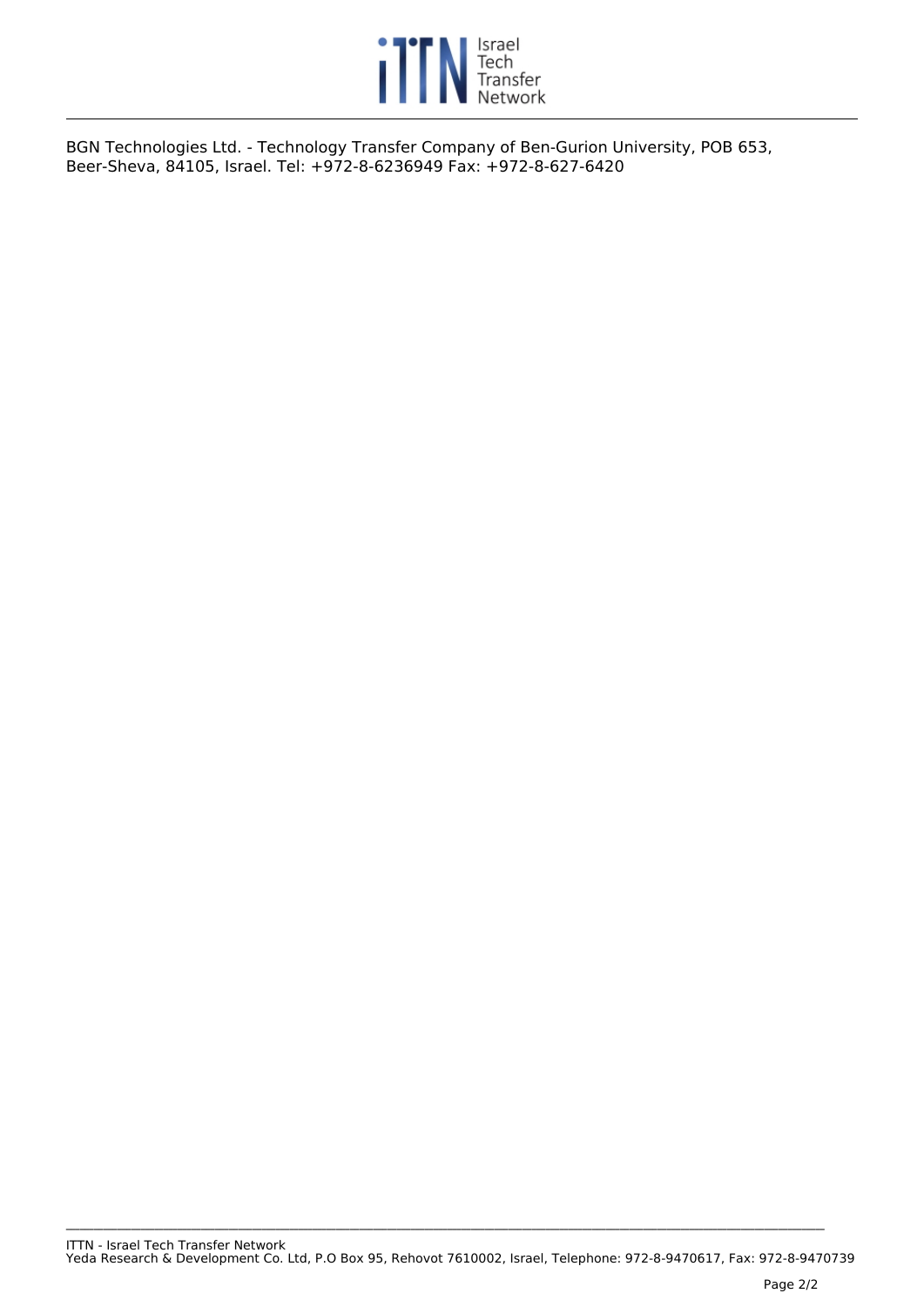BGN Technologies Ltd. - Technology Transfer Company of Ben-Gurion University, POB 653, Beer-Sheva, 84105, Israel. Tel: +972-8-6236949 Fax: +972-8-627-6420